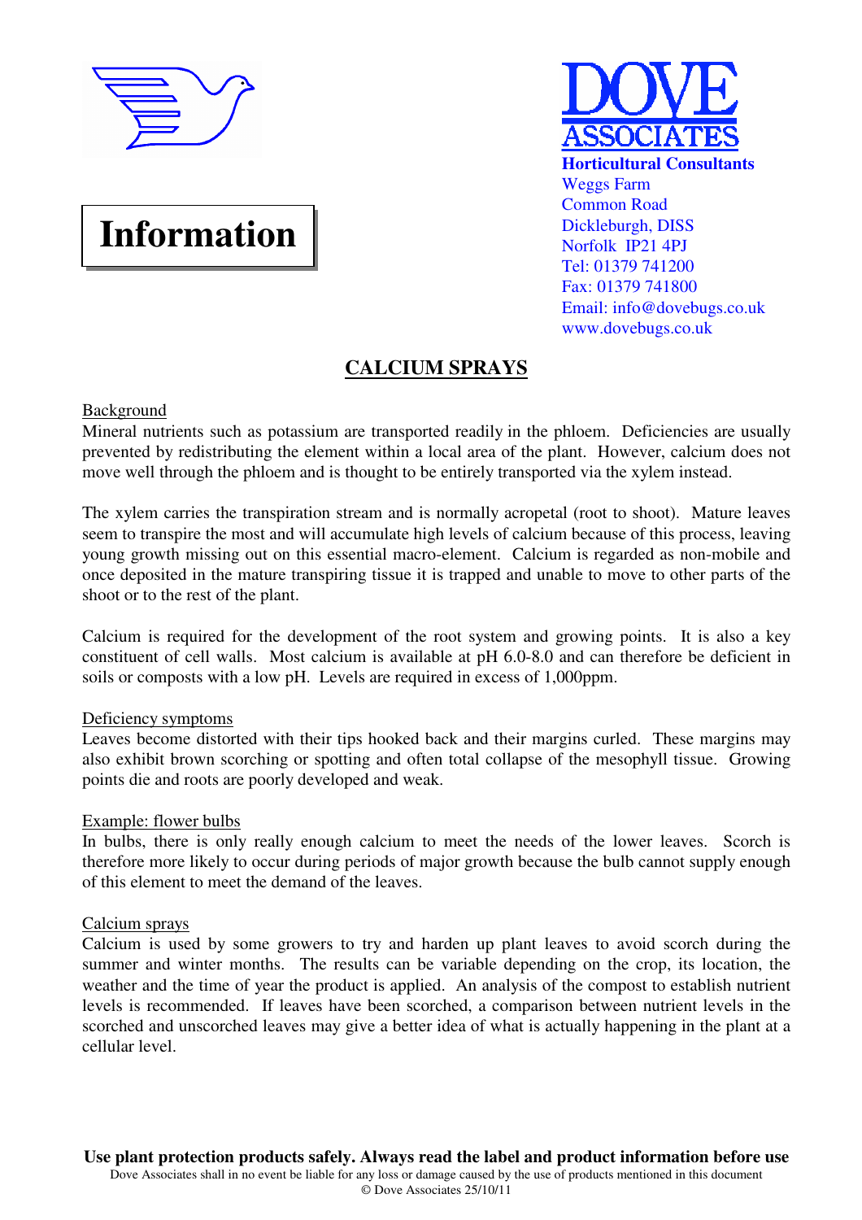# Information

**DOVE ASSOCIATES**
**Horticultural Consultants**
Weggs Farm
Common Road
Dickleburgh, DISS
Norfolk IP21 4PJ
Tel: 01379 741200
Fax: 01379 741800
Email: info@dovebugs.co.uk
www.dovebugs.co.uk

## CALCIUM SPRAYS

### Background

Mineral nutrients such as potassium are transported readily in the phloem. Deficiencies are usually prevented by redistributing the element within a local area of the plant. However, calcium does not move well through the phloem and is thought to be entirely transported via the xylem instead.

The xylem carries the transpiration stream and is normally acropetal (root to shoot). Mature leaves seem to transpire the most and will accumulate high levels of calcium because of this process, leaving young growth missing out on this essential macro-element. Calcium is regarded as non-mobile and once deposited in the mature transpiring tissue it is trapped and unable to move to other parts of the shoot or to the rest of the plant.

Calcium is required for the development of the root system and growing points. It is also a key constituent of cell walls. Most calcium is available at pH 6.0-8.0 and can therefore be deficient in soils or composts with a low pH. Levels are required in excess of 1,000ppm.

### Deficiency symptoms

Leaves become distorted with their tips hooked back and their margins curled. These margins may also exhibit brown scorching or spotting and often total collapse of the mesophyll tissue. Growing points die and roots are poorly developed and weak.

### Example: flower bulbs

In bulbs, there is only really enough calcium to meet the needs of the lower leaves. Scorch is therefore more likely to occur during periods of major growth because the bulb cannot supply enough of this element to meet the demand of the leaves.

### Calcium sprays

Calcium is used by some growers to try and harden up plant leaves to avoid scorch during the summer and winter months. The results can be variable depending on the crop, its location, the weather and the time of year the product is applied. An analysis of the compost to establish nutrient levels is recommended. If leaves have been scorched, a comparison between nutrient levels in the scorched and unscorched leaves may give a better idea of what is actually happening in the plant at a cellular level.

**Use plant protection products safely. Always read the label and product information before use**

Dove Associates shall in no event be liable for any loss or damage caused by the use of products mentioned in this document

© Dove Associates 25/10/11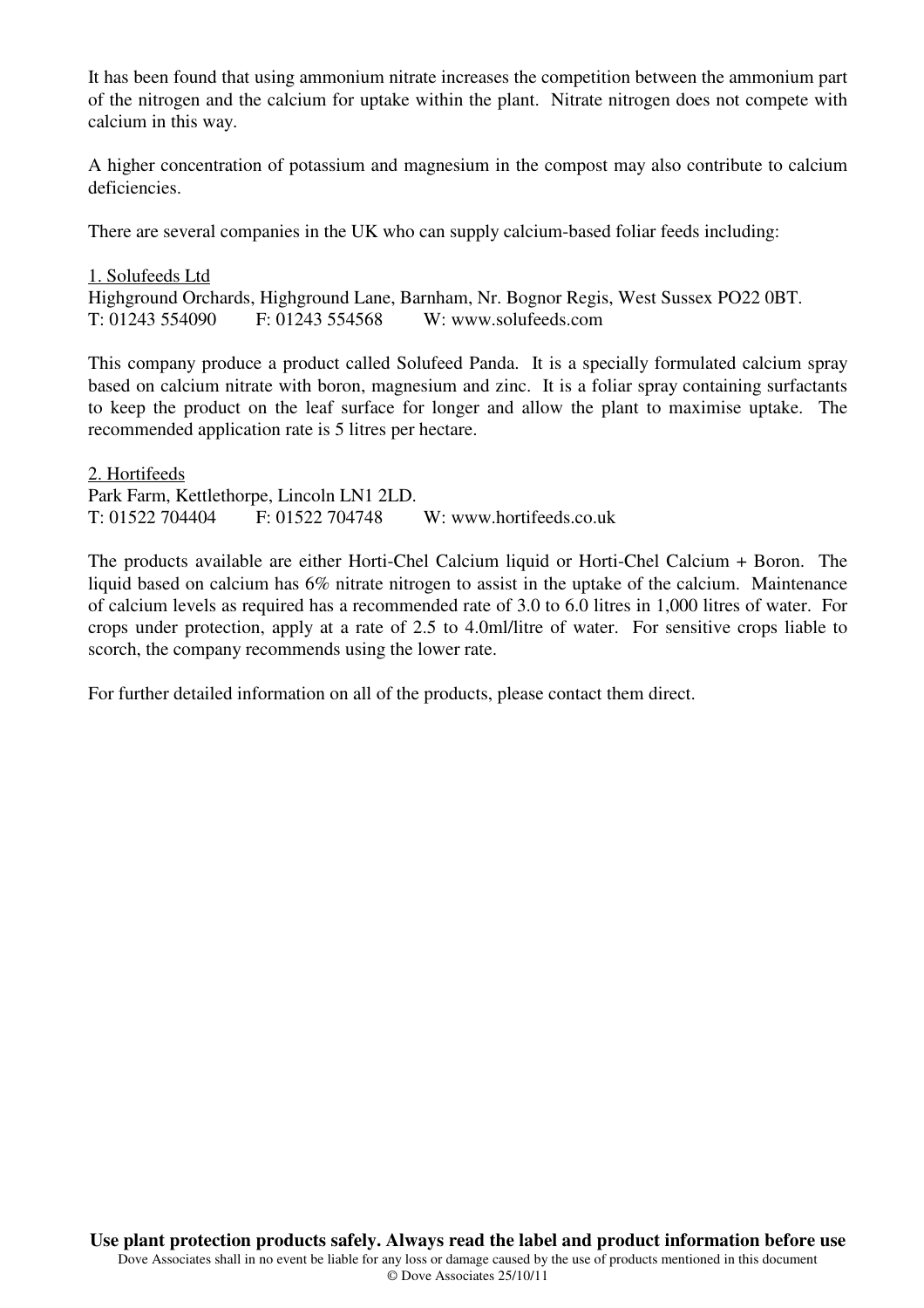It has been found that using ammonium nitrate increases the competition between the ammonium part of the nitrogen and the calcium for uptake within the plant. Nitrate nitrogen does not compete with calcium in this way.

A higher concentration of potassium and magnesium in the compost may also contribute to calcium deficiencies.

There are several companies in the UK who can supply calcium-based foliar feeds including:

1. Solufeeds Ltd
Highground Orchards, Highground Lane, Barnham, Nr. Bognor Regis, West Sussex PO22 0BT.
T: 01243 554090    F: 01243 554568    W: www.solufeeds.com

This company produce a product called Solufeed Panda. It is a specially formulated calcium spray based on calcium nitrate with boron, magnesium and zinc. It is a foliar spray containing surfactants to keep the product on the leaf surface for longer and allow the plant to maximise uptake. The recommended application rate is 5 litres per hectare.

2. Hortifeeds
Park Farm, Kettlethorpe, Lincoln LN1 2LD.
T: 01522 704404    F: 01522 704748    W: www.hortifeeds.co.uk

The products available are either Horti-Chel Calcium liquid or Horti-Chel Calcium + Boron. The liquid based on calcium has 6% nitrate nitrogen to assist in the uptake of the calcium. Maintenance of calcium levels as required has a recommended rate of 3.0 to 6.0 litres in 1,000 litres of water. For crops under protection, apply at a rate of 2.5 to 4.0ml/litre of water. For sensitive crops liable to scorch, the company recommends using the lower rate.

For further detailed information on all of the products, please contact them direct.

**Use plant protection products safely. Always read the label and product information before use**

Dove Associates shall in no event be liable for any loss or damage caused by the use of products mentioned in this document

© Dove Associates 25/10/11